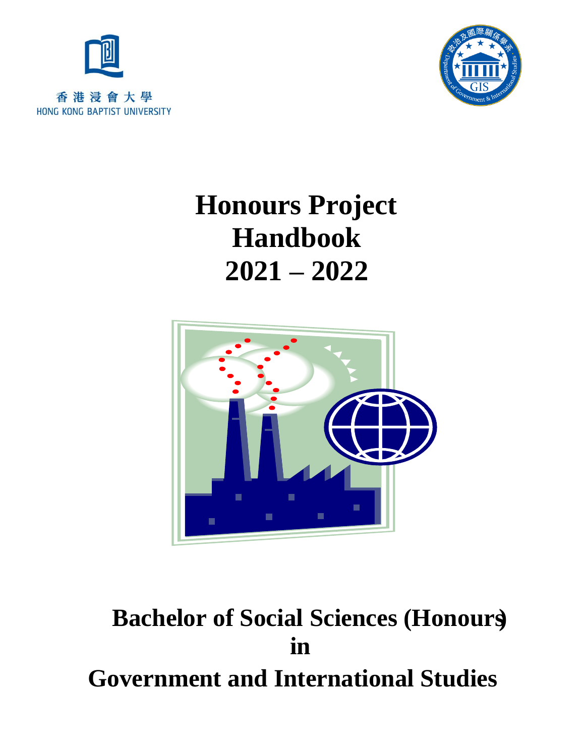香港浸會大學
HONG KONG BAPTIST UNIVERSITY

# Honours Project Handbook 2021 – 2022

## Bachelor of Social Sciences (Honours) in Government and International Studies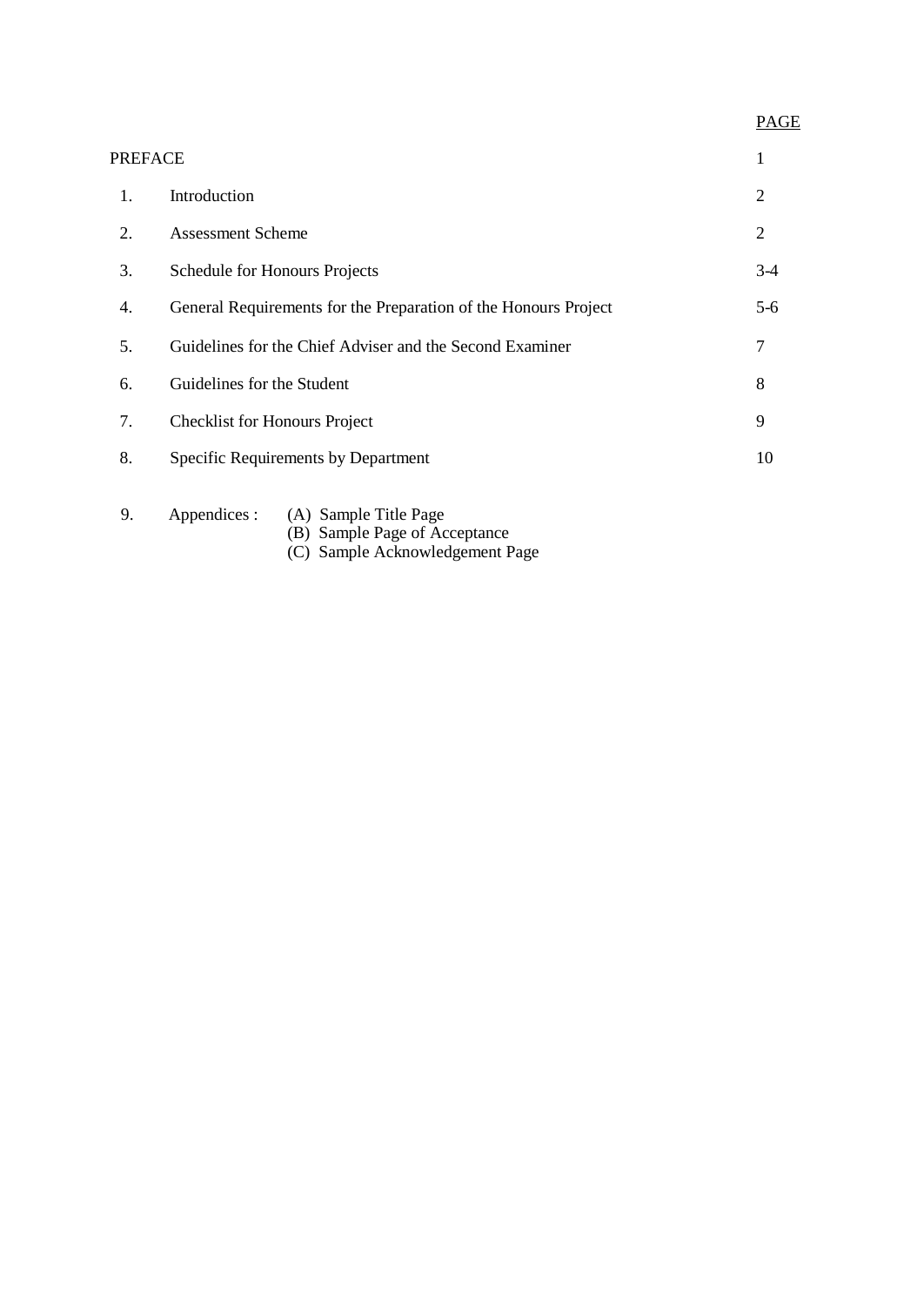| | | PAGE |
|---|---|---|
| PREFACE | | 1 |
| 1. | Introduction | 2 |
| 2. | Assessment Scheme | 2 |
| 3. | Schedule for Honours Projects | 3-4 |
| 4. | General Requirements for the Preparation of the Honours Project | 5-6 |
| 5. | Guidelines for the Chief Adviser and the Second Examiner | 7 |
| 6. | Guidelines for the Student | 8 |
| 7. | Checklist for Honours Project | 9 |
| 8. | Specific Requirements by Department | 10 |

9. Appendices :
   - (A) Sample Title Page
   - (B) Sample Page of Acceptance
   - (C) Sample Acknowledgement Page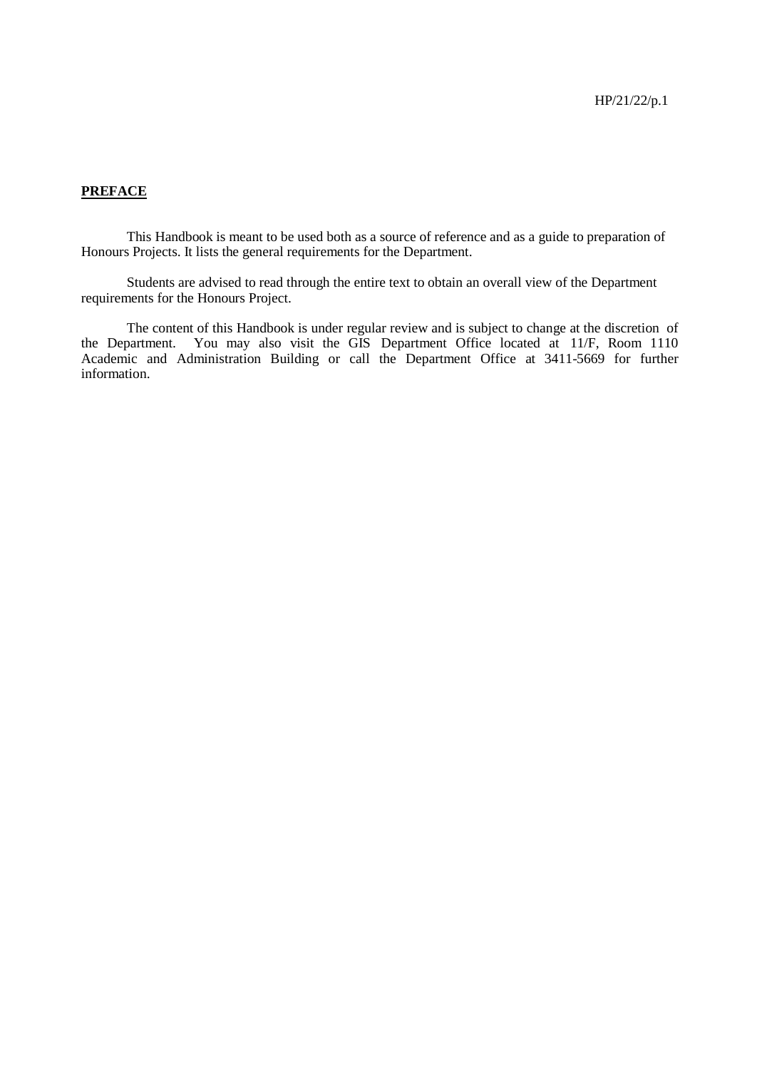**PREFACE**

This Handbook is meant to be used both as a source of reference and as a guide to preparation of Honours Projects. It lists the general requirements for the Department.

Students are advised to read through the entire text to obtain an overall view of the Department requirements for the Honours Project.

The content of this Handbook is under regular review and is subject to change at the discretion of the Department. You may also visit the GIS Department Office located at 11/F, Room 1110 Academic and Administration Building or call the Department Office at 3411-5669 for further information.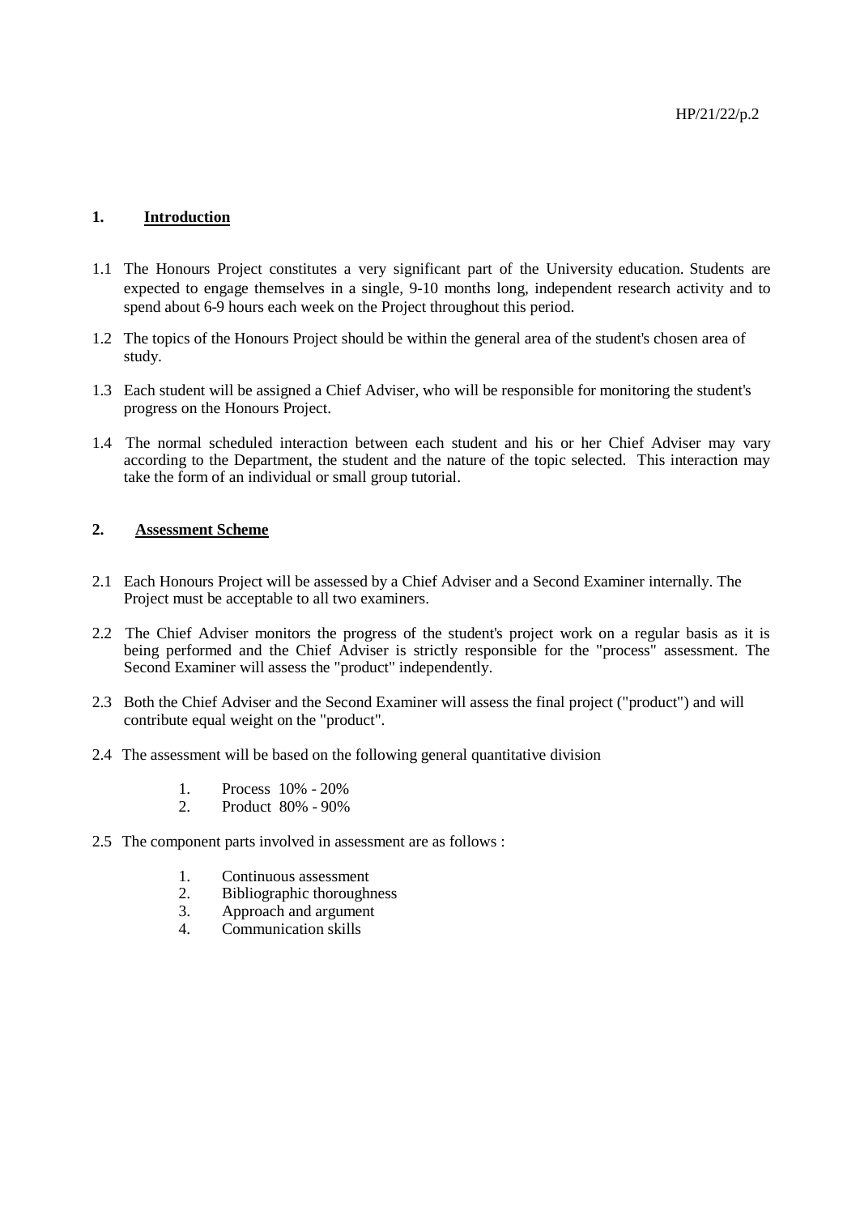## 1. Introduction

1.1 The Honours Project constitutes a very significant part of the University education. Students are expected to engage themselves in a single, 9-10 months long, independent research activity and to spend about 6-9 hours each week on the Project throughout this period.

1.2 The topics of the Honours Project should be within the general area of the student's chosen area of study.

1.3 Each student will be assigned a Chief Adviser, who will be responsible for monitoring the student's progress on the Honours Project.

1.4 The normal scheduled interaction between each student and his or her Chief Adviser may vary according to the Department, the student and the nature of the topic selected. This interaction may take the form of an individual or small group tutorial.

## 2. Assessment Scheme

2.1 Each Honours Project will be assessed by a Chief Adviser and a Second Examiner internally. The Project must be acceptable to all two examiners.

2.2 The Chief Adviser monitors the progress of the student's project work on a regular basis as it is being performed and the Chief Adviser is strictly responsible for the "process" assessment. The Second Examiner will assess the "product" independently.

2.3 Both the Chief Adviser and the Second Examiner will assess the final project ("product") and will contribute equal weight on the "product".

2.4 The assessment will be based on the following general quantitative division

1. Process 10% - 20%
2. Product 80% - 90%

2.5 The component parts involved in assessment are as follows :

1. Continuous assessment
2. Bibliographic thoroughness
3. Approach and argument
4. Communication skills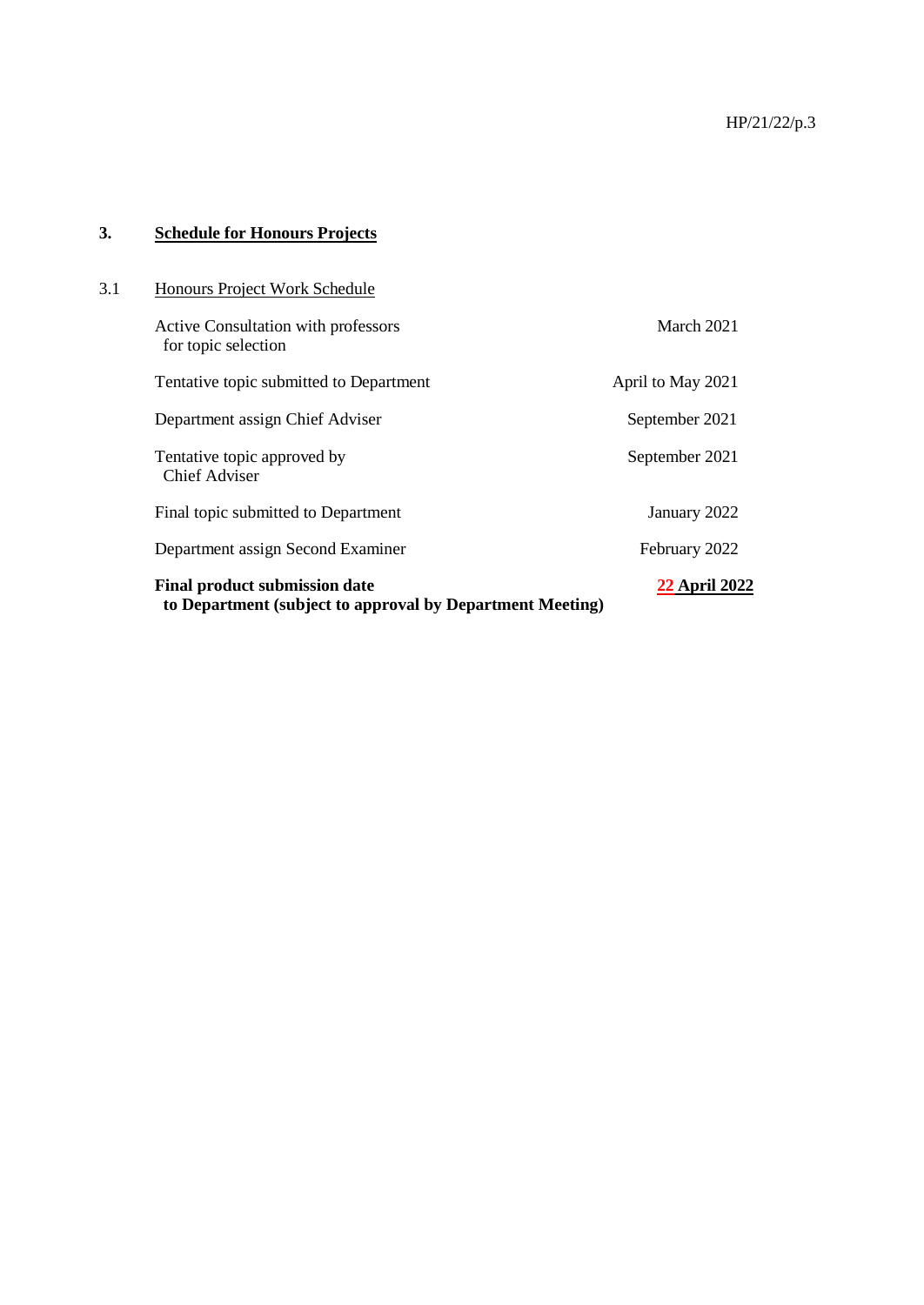## 3. Schedule for Honours Projects

### 3.1 Honours Project Work Schedule

| Activity | Date |
| --- | --- |
| Active Consultation with professors for topic selection | March 2021 |
| Tentative topic submitted to Department | April to May 2021 |
| Department assign Chief Adviser | September 2021 |
| Tentative topic approved by Chief Adviser | September 2021 |
| Final topic submitted to Department | January 2022 |
| Department assign Second Examiner | February 2022 |
| **Final product submission date to Department (subject to approval by Department Meeting)** | **22 April 2022** |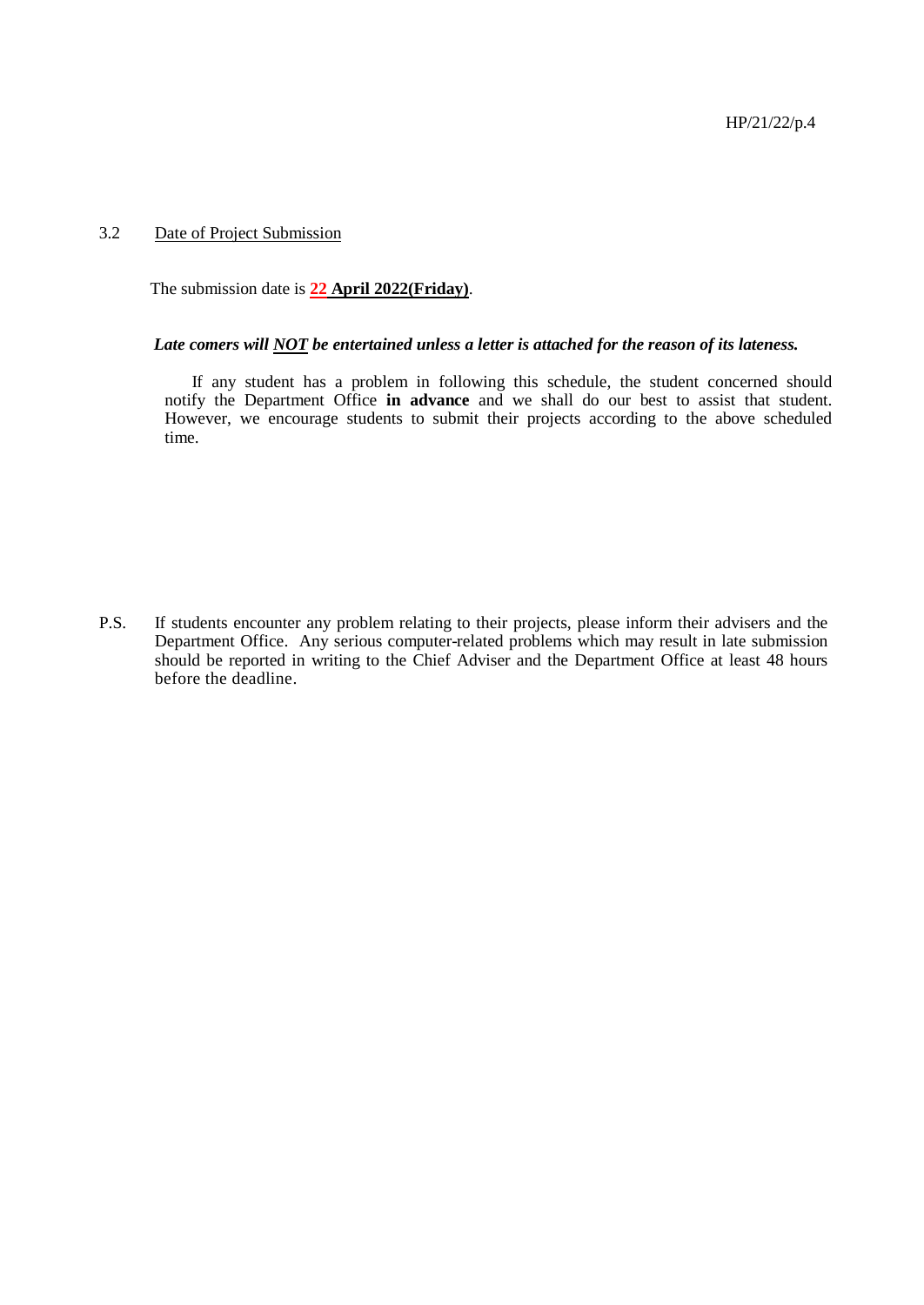### 3.2 Date of Project Submission

The submission date is **22 April 2022(Friday)**.

***Late comers will NOT be entertained unless a letter is attached for the reason of its lateness.***

If any student has a problem in following this schedule, the student concerned should notify the Department Office **in advance** and we shall do our best to assist that student. However, we encourage students to submit their projects according to the above scheduled time.

P.S. If students encounter any problem relating to their projects, please inform their advisers and the Department Office. Any serious computer-related problems which may result in late submission should be reported in writing to the Chief Adviser and the Department Office at least 48 hours before the deadline.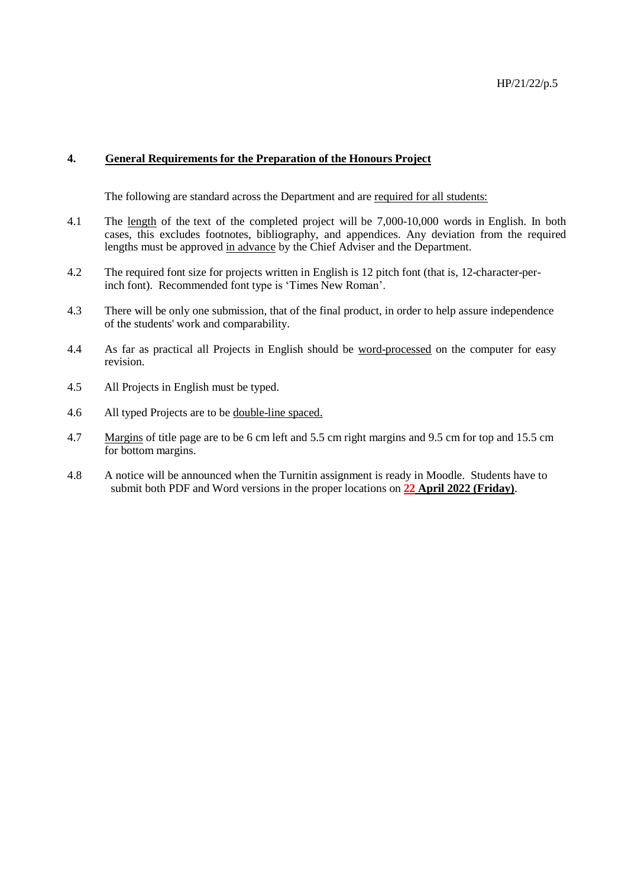## 4. General Requirements for the Preparation of the Honours Project

The following are standard across the Department and are required for all students:

4.1 The length of the text of the completed project will be 7,000-10,000 words in English. In both cases, this excludes footnotes, bibliography, and appendices. Any deviation from the required lengths must be approved in advance by the Chief Adviser and the Department.

4.2 The required font size for projects written in English is 12 pitch font (that is, 12-character-per-inch font). Recommended font type is 'Times New Roman'.

4.3 There will be only one submission, that of the final product, in order to help assure independence of the students' work and comparability.

4.4 As far as practical all Projects in English should be word-processed on the computer for easy revision.

4.5 All Projects in English must be typed.

4.6 All typed Projects are to be double-line spaced.

4.7 Margins of title page are to be 6 cm left and 5.5 cm right margins and 9.5 cm for top and 15.5 cm for bottom margins.

4.8 A notice will be announced when the Turnitin assignment is ready in Moodle. Students have to submit both PDF and Word versions in the proper locations on **22 April 2022 (Friday)**.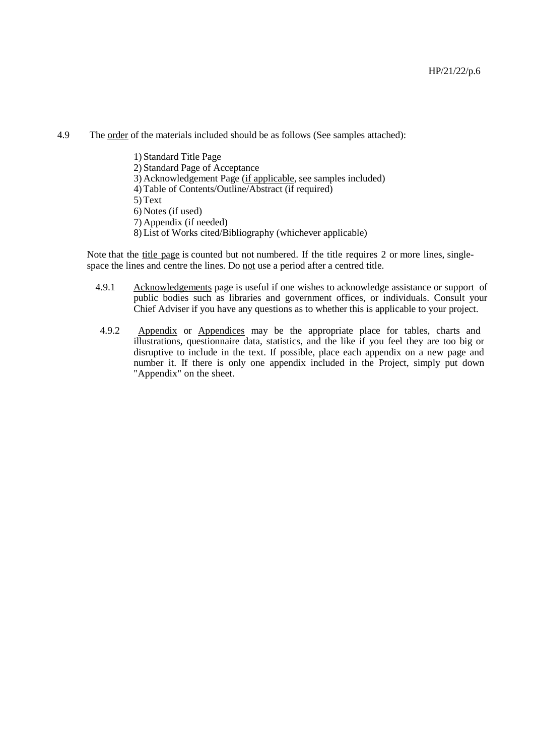4.9 The <u>order</u> of the materials included should be as follows (See samples attached):

1) Standard Title Page
2) Standard Page of Acceptance
3) Acknowledgement Page (<u>if applicable</u>, see samples included)
4) Table of Contents/Outline/Abstract (if required)
5) Text
6) Notes (if used)
7) Appendix (if needed)
8) List of Works cited/Bibliography (whichever applicable)

Note that the <u>title page</u> is counted but not numbered. If the title requires 2 or more lines, single-space the lines and centre the lines. Do <u>not</u> use a period after a centred title.

4.9.1 <u>Acknowledgements</u> page is useful if one wishes to acknowledge assistance or support of public bodies such as libraries and government offices, or individuals. Consult your Chief Adviser if you have any questions as to whether this is applicable to your project.

4.9.2 <u>Appendix</u> or <u>Appendices</u> may be the appropriate place for tables, charts and illustrations, questionnaire data, statistics, and the like if you feel they are too big or disruptive to include in the text. If possible, place each appendix on a new page and number it. If there is only one appendix included in the Project, simply put down "Appendix" on the sheet.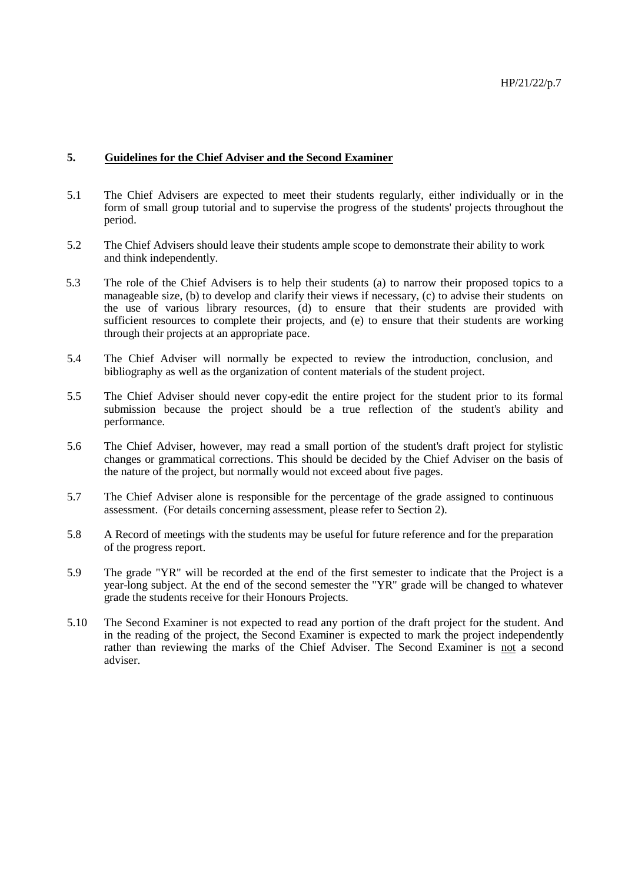## 5. Guidelines for the Chief Adviser and the Second Examiner

5.1 The Chief Advisers are expected to meet their students regularly, either individually or in the form of small group tutorial and to supervise the progress of the students' projects throughout the period.

5.2 The Chief Advisers should leave their students ample scope to demonstrate their ability to work and think independently.

5.3 The role of the Chief Advisers is to help their students (a) to narrow their proposed topics to a manageable size, (b) to develop and clarify their views if necessary, (c) to advise their students on the use of various library resources, (d) to ensure that their students are provided with sufficient resources to complete their projects, and (e) to ensure that their students are working through their projects at an appropriate pace.

5.4 The Chief Adviser will normally be expected to review the introduction, conclusion, and bibliography as well as the organization of content materials of the student project.

5.5 The Chief Adviser should never copy-edit the entire project for the student prior to its formal submission because the project should be a true reflection of the student's ability and performance.

5.6 The Chief Adviser, however, may read a small portion of the student's draft project for stylistic changes or grammatical corrections. This should be decided by the Chief Adviser on the basis of the nature of the project, but normally would not exceed about five pages.

5.7 The Chief Adviser alone is responsible for the percentage of the grade assigned to continuous assessment. (For details concerning assessment, please refer to Section 2).

5.8 A Record of meetings with the students may be useful for future reference and for the preparation of the progress report.

5.9 The grade "YR" will be recorded at the end of the first semester to indicate that the Project is a year-long subject. At the end of the second semester the "YR" grade will be changed to whatever grade the students receive for their Honours Projects.

5.10 The Second Examiner is not expected to read any portion of the draft project for the student. And in the reading of the project, the Second Examiner is expected to mark the project independently rather than reviewing the marks of the Chief Adviser. The Second Examiner is not a second adviser.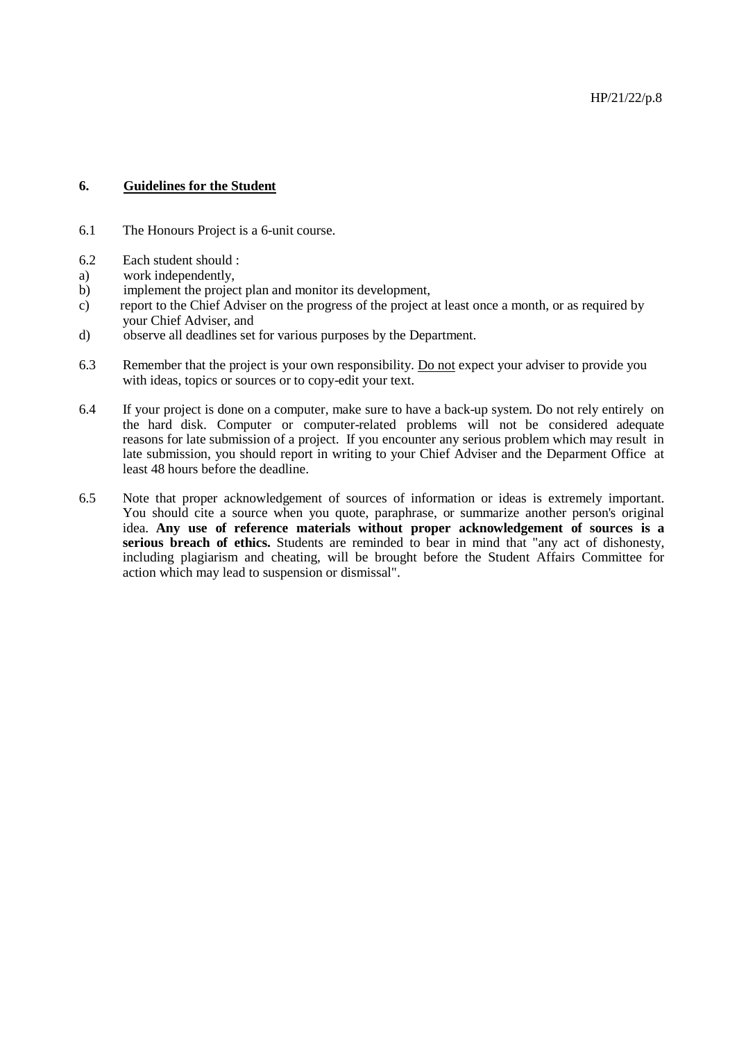## 6. <u>Guidelines for the Student</u>

6.1 The Honours Project is a 6-unit course.

6.2 Each student should :

a) work independently,
b) implement the project plan and monitor its development,
c) report to the Chief Adviser on the progress of the project at least once a month, or as required by your Chief Adviser, and
d) observe all deadlines set for various purposes by the Department.

6.3 Remember that the project is your own responsibility. <u>Do not</u> expect your adviser to provide you with ideas, topics or sources or to copy-edit your text.

6.4 If your project is done on a computer, make sure to have a back-up system. Do not rely entirely on the hard disk. Computer or computer-related problems will not be considered adequate reasons for late submission of a project. If you encounter any serious problem which may result in late submission, you should report in writing to your Chief Adviser and the Deparment Office at least 48 hours before the deadline.

6.5 Note that proper acknowledgement of sources of information or ideas is extremely important. You should cite a source when you quote, paraphrase, or summarize another person's original idea. **Any use of reference materials without proper acknowledgement of sources is a serious breach of ethics.** Students are reminded to bear in mind that "any act of dishonesty, including plagiarism and cheating, will be brought before the Student Affairs Committee for action which may lead to suspension or dismissal".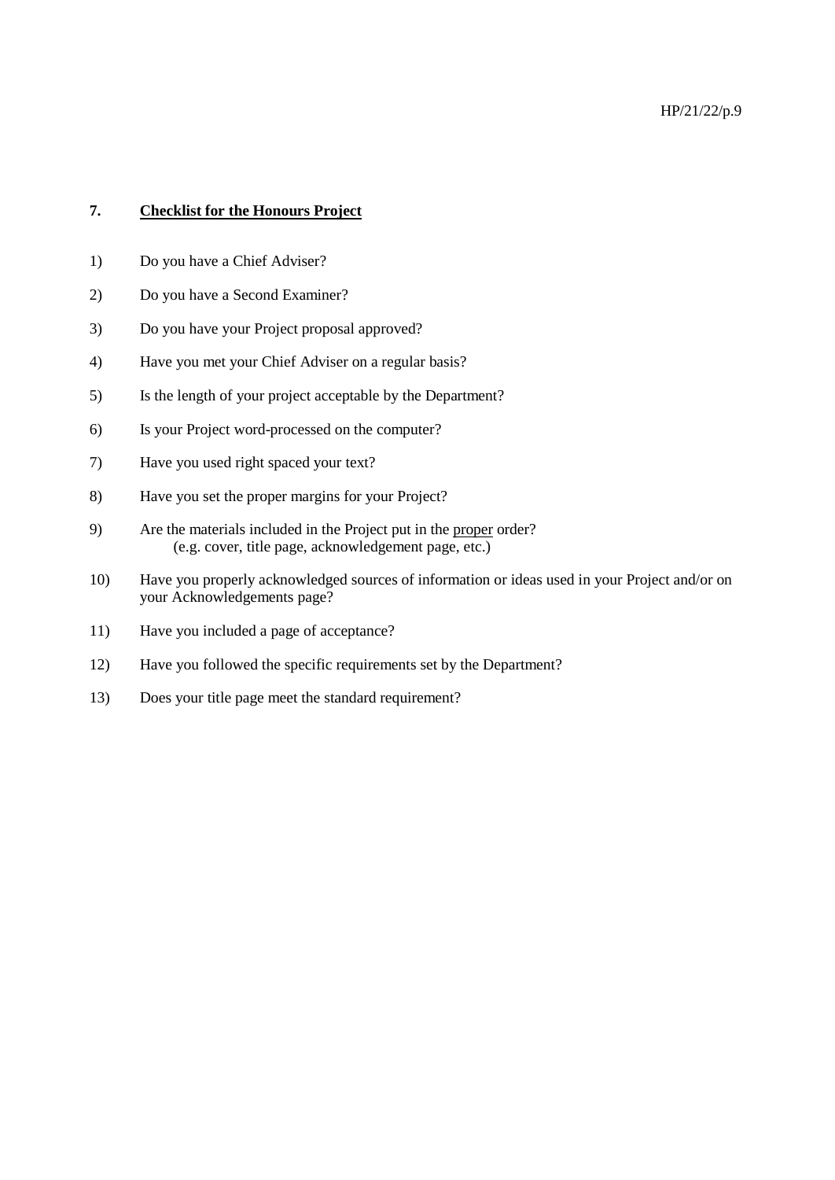## 7. <u>Checklist for the Honours Project</u>

1) Do you have a Chief Adviser?

2) Do you have a Second Examiner?

3) Do you have your Project proposal approved?

4) Have you met your Chief Adviser on a regular basis?

5) Is the length of your project acceptable by the Department?

6) Is your Project word-processed on the computer?

7) Have you used right spaced your text?

8) Have you set the proper margins for your Project?

9) Are the materials included in the Project put in the <u>proper</u> order?
   (e.g. cover, title page, acknowledgement page, etc.)

10) Have you properly acknowledged sources of information or ideas used in your Project and/or on your Acknowledgements page?

11) Have you included a page of acceptance?

12) Have you followed the specific requirements set by the Department?

13) Does your title page meet the standard requirement?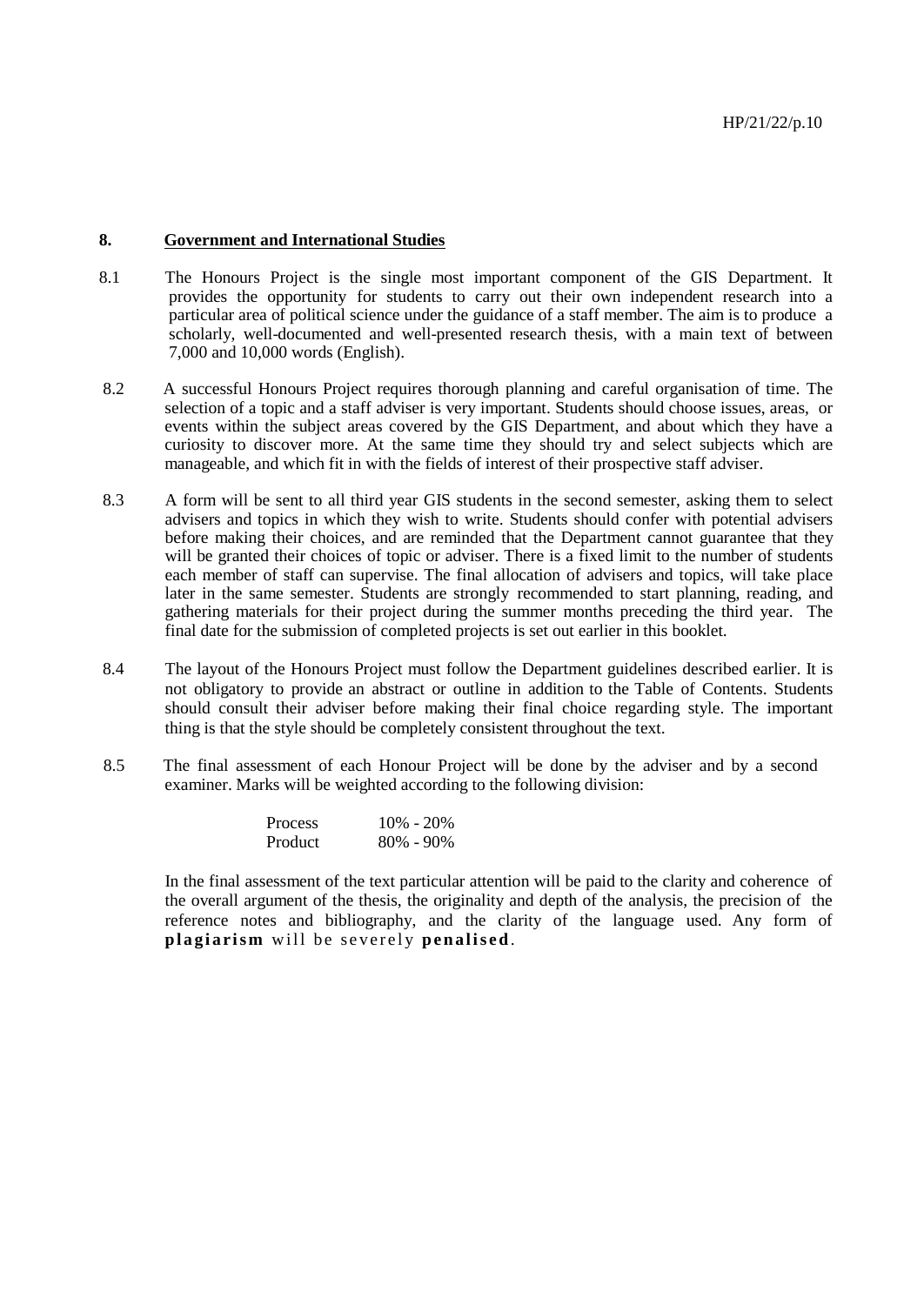## 8. Government and International Studies

8.1 The Honours Project is the single most important component of the GIS Department. It provides the opportunity for students to carry out their own independent research into a particular area of political science under the guidance of a staff member. The aim is to produce a scholarly, well-documented and well-presented research thesis, with a main text of between 7,000 and 10,000 words (English).

8.2 A successful Honours Project requires thorough planning and careful organisation of time. The selection of a topic and a staff adviser is very important. Students should choose issues, areas, or events within the subject areas covered by the GIS Department, and about which they have a curiosity to discover more. At the same time they should try and select subjects which are manageable, and which fit in with the fields of interest of their prospective staff adviser.

8.3 A form will be sent to all third year GIS students in the second semester, asking them to select advisers and topics in which they wish to write. Students should confer with potential advisers before making their choices, and are reminded that the Department cannot guarantee that they will be granted their choices of topic or adviser. There is a fixed limit to the number of students each member of staff can supervise. The final allocation of advisers and topics, will take place later in the same semester. Students are strongly recommended to start planning, reading, and gathering materials for their project during the summer months preceding the third year. The final date for the submission of completed projects is set out earlier in this booklet.

8.4 The layout of the Honours Project must follow the Department guidelines described earlier. It is not obligatory to provide an abstract or outline in addition to the Table of Contents. Students should consult their adviser before making their final choice regarding style. The important thing is that the style should be completely consistent throughout the text.

8.5 The final assessment of each Honour Project will be done by the adviser and by a second examiner. Marks will be weighted according to the following division:

| | |
|---|---|
| Process | 10% - 20% |
| Product | 80% - 90% |

In the final assessment of the text particular attention will be paid to the clarity and coherence of the overall argument of the thesis, the originality and depth of the analysis, the precision of the reference notes and bibliography, and the clarity of the language used. Any form of **plagiarism** will be severely **penalised**.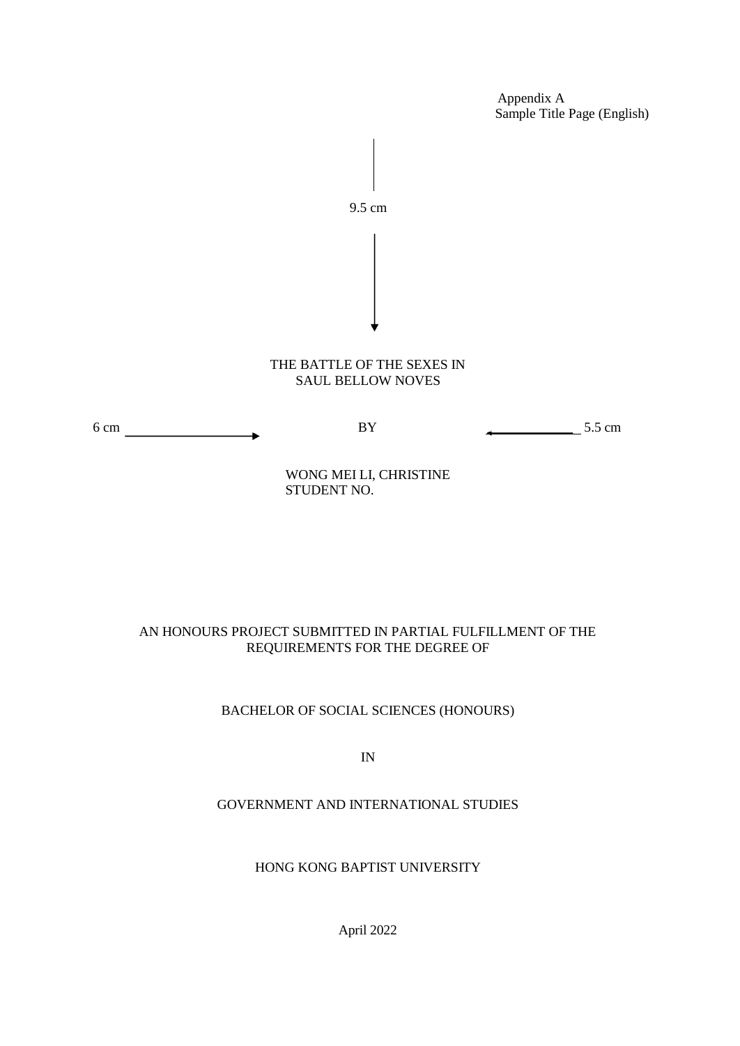Appendix A
Sample Title Page (English)

9.5 cm

THE BATTLE OF THE SEXES IN
SAUL BELLOW NOVES

6 cm → BY ← 5.5 cm

WONG MEI LI, CHRISTINE
STUDENT NO.

AN HONOURS PROJECT SUBMITTED IN PARTIAL FULFILLMENT OF THE REQUIREMENTS FOR THE DEGREE OF

BACHELOR OF SOCIAL SCIENCES (HONOURS)

IN

GOVERNMENT AND INTERNATIONAL STUDIES

HONG KONG BAPTIST UNIVERSITY

April 2022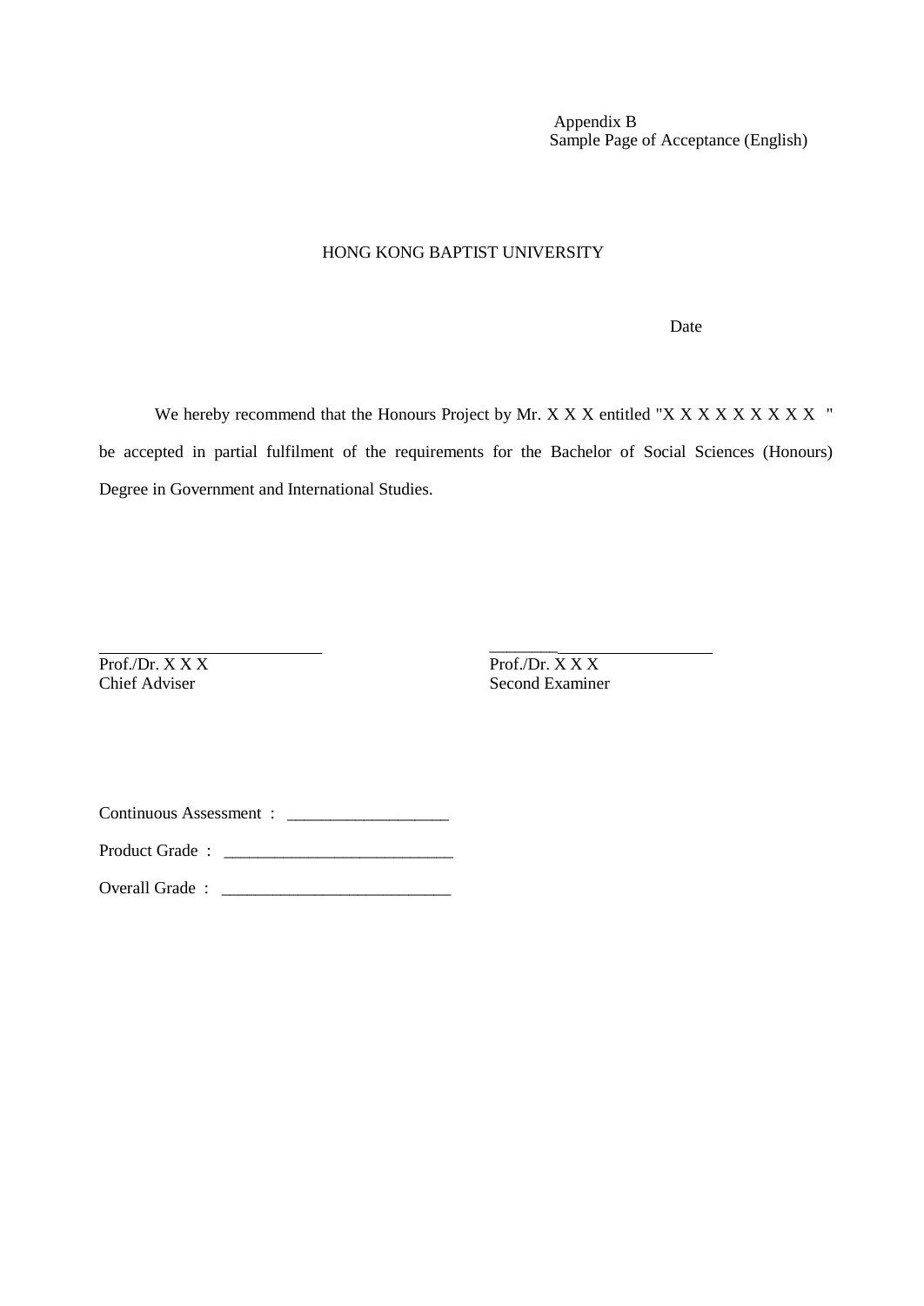Appendix B
Sample Page of Acceptance (English)

HONG KONG BAPTIST UNIVERSITY

Date

We hereby recommend that the Honours Project by Mr. X X X entitled "X X X X X X X X X " be accepted in partial fulfilment of the requirements for the Bachelor of Social Sciences (Honours) Degree in Government and International Studies.

| ___________________________ | ___________________________ |
|---|---|
| Prof./Dr. X X X | Prof./Dr. X X X |
| Chief Adviser | Second Examiner |

Continuous Assessment : ___________________

Product Grade : ___________________________

Overall Grade : ___________________________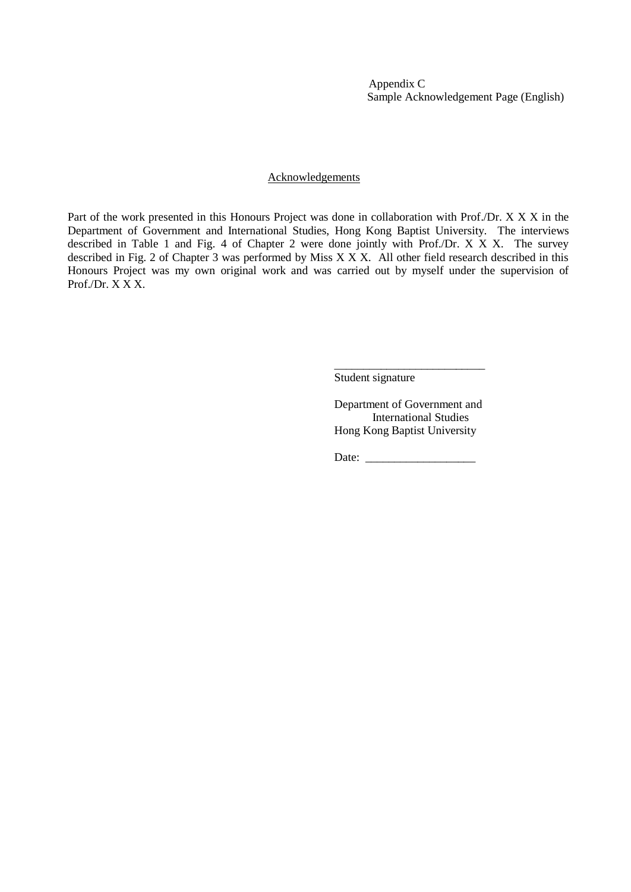Appendix C
Sample Acknowledgement Page (English)

## Acknowledgements

Part of the work presented in this Honours Project was done in collaboration with Prof./Dr. X X X in the Department of Government and International Studies, Hong Kong Baptist University. The interviews described in Table 1 and Fig. 4 of Chapter 2 were done jointly with Prof./Dr. X X X. The survey described in Fig. 2 of Chapter 3 was performed by Miss X X X. All other field research described in this Honours Project was my own original work and was carried out by myself under the supervision of Prof./Dr. X X X.

__________________________
Student signature

Department of Government and
International Studies
Hong Kong Baptist University

Date: ___________________